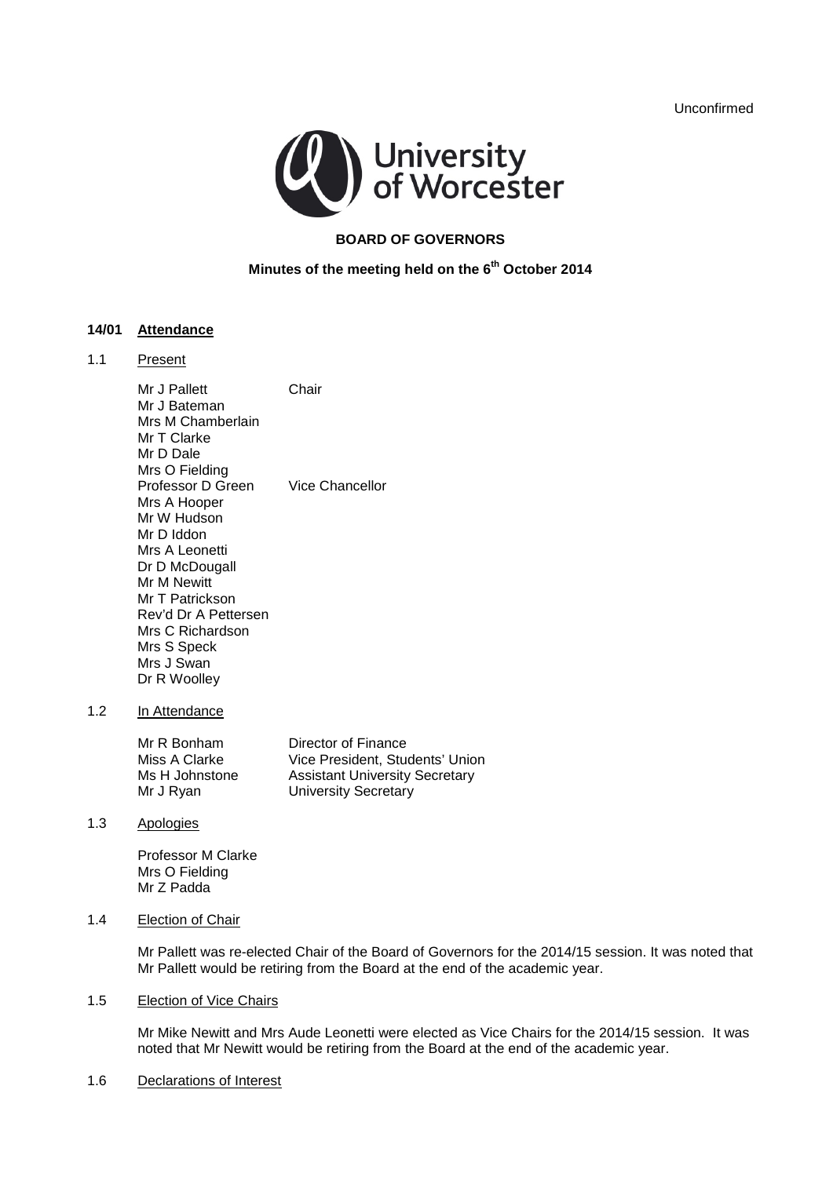Unconfirmed

University of Worcester

# BOARD OF GOVERNORS

## Minutes of the meeting held on the 6th October 2014

**14/01 Attendance**

1.1 Present

| | |
|---|---|
| Mr J Pallett | Chair |
| Mr J Bateman | |
| Mrs M Chamberlain | |
| Mr T Clarke | |
| Mr D Dale | |
| Mrs O Fielding | |
| Professor D Green | Vice Chancellor |
| Mrs A Hooper | |
| Mr W Hudson | |
| Mr D Iddon | |
| Mrs A Leonetti | |
| Dr D McDougall | |
| Mr M Newitt | |
| Mr T Patrickson | |
| Rev'd Dr A Pettersen | |
| Mrs C Richardson | |
| Mrs S Speck | |
| Mrs J Swan | |
| Dr R Woolley | |

1.2 In Attendance

| | |
|---|---|
| Mr R Bonham | Director of Finance |
| Miss A Clarke | Vice President, Students' Union |
| Ms H Johnstone | Assistant University Secretary |
| Mr J Ryan | University Secretary |

1.3 Apologies

Professor M Clarke
Mrs O Fielding
Mr Z Padda

1.4 Election of Chair

Mr Pallett was re-elected Chair of the Board of Governors for the 2014/15 session. It was noted that Mr Pallett would be retiring from the Board at the end of the academic year.

1.5 Election of Vice Chairs

Mr Mike Newitt and Mrs Aude Leonetti were elected as Vice Chairs for the 2014/15 session. It was noted that Mr Newitt would be retiring from the Board at the end of the academic year.

1.6 Declarations of Interest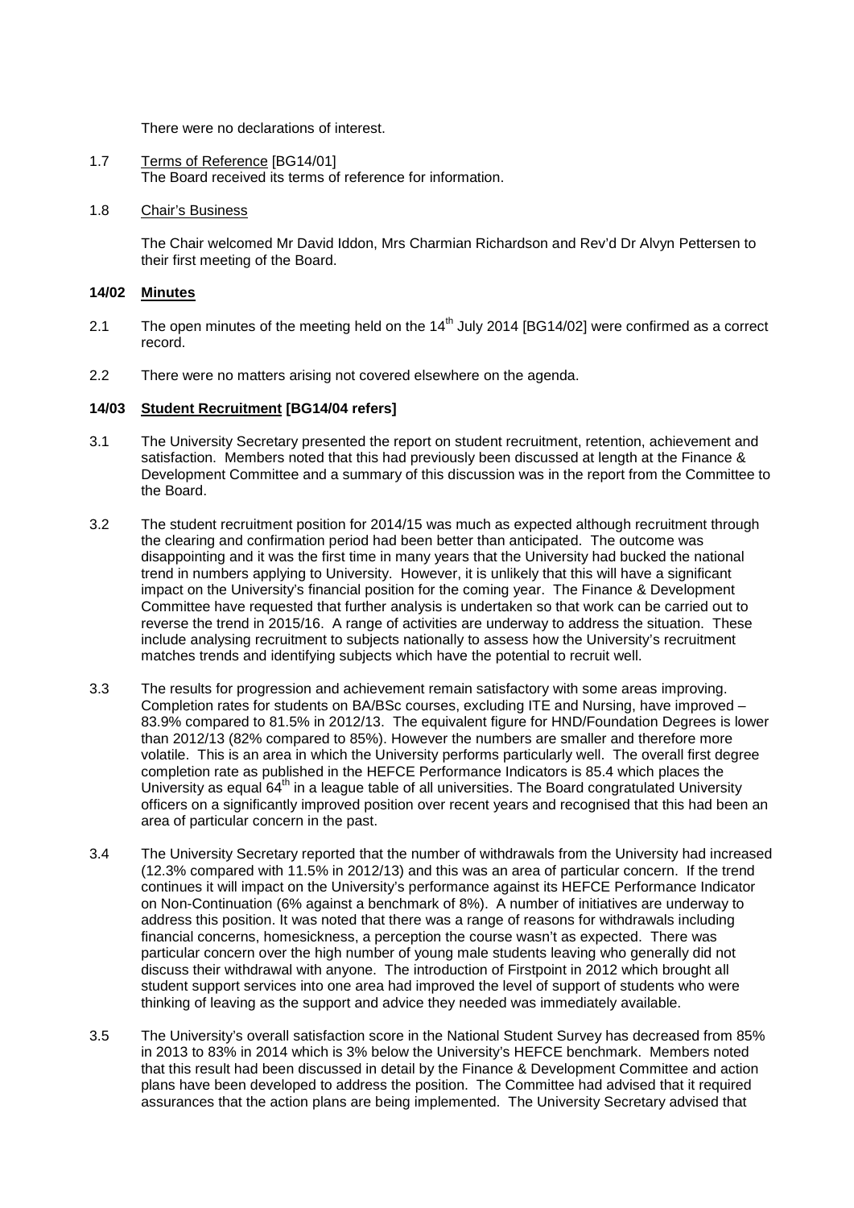There were no declarations of interest.

1.7 Terms of Reference [BG14/01]
The Board received its terms of reference for information.

1.8 Chair's Business

The Chair welcomed Mr David Iddon, Mrs Charmian Richardson and Rev'd Dr Alvyn Pettersen to their first meeting of the Board.

**14/02 Minutes**

2.1 The open minutes of the meeting held on the 14th July 2014 [BG14/02] were confirmed as a correct record.

2.2 There were no matters arising not covered elsewhere on the agenda.

**14/03 Student Recruitment [BG14/04 refers]**

3.1 The University Secretary presented the report on student recruitment, retention, achievement and satisfaction. Members noted that this had previously been discussed at length at the Finance & Development Committee and a summary of this discussion was in the report from the Committee to the Board.

3.2 The student recruitment position for 2014/15 was much as expected although recruitment through the clearing and confirmation period had been better than anticipated. The outcome was disappointing and it was the first time in many years that the University had bucked the national trend in numbers applying to University. However, it is unlikely that this will have a significant impact on the University's financial position for the coming year. The Finance & Development Committee have requested that further analysis is undertaken so that work can be carried out to reverse the trend in 2015/16. A range of activities are underway to address the situation. These include analysing recruitment to subjects nationally to assess how the University's recruitment matches trends and identifying subjects which have the potential to recruit well.

3.3 The results for progression and achievement remain satisfactory with some areas improving. Completion rates for students on BA/BSc courses, excluding ITE and Nursing, have improved – 83.9% compared to 81.5% in 2012/13. The equivalent figure for HND/Foundation Degrees is lower than 2012/13 (82% compared to 85%). However the numbers are smaller and therefore more volatile. This is an area in which the University performs particularly well. The overall first degree completion rate as published in the HEFCE Performance Indicators is 85.4 which places the University as equal 64th in a league table of all universities. The Board congratulated University officers on a significantly improved position over recent years and recognised that this had been an area of particular concern in the past.

3.4 The University Secretary reported that the number of withdrawals from the University had increased (12.3% compared with 11.5% in 2012/13) and this was an area of particular concern. If the trend continues it will impact on the University's performance against its HEFCE Performance Indicator on Non-Continuation (6% against a benchmark of 8%). A number of initiatives are underway to address this position. It was noted that there was a range of reasons for withdrawals including financial concerns, homesickness, a perception the course wasn't as expected. There was particular concern over the high number of young male students leaving who generally did not discuss their withdrawal with anyone. The introduction of Firstpoint in 2012 which brought all student support services into one area had improved the level of support of students who were thinking of leaving as the support and advice they needed was immediately available.

3.5 The University's overall satisfaction score in the National Student Survey has decreased from 85% in 2013 to 83% in 2014 which is 3% below the University's HEFCE benchmark. Members noted that this result had been discussed in detail by the Finance & Development Committee and action plans have been developed to address the position. The Committee had advised that it required assurances that the action plans are being implemented. The University Secretary advised that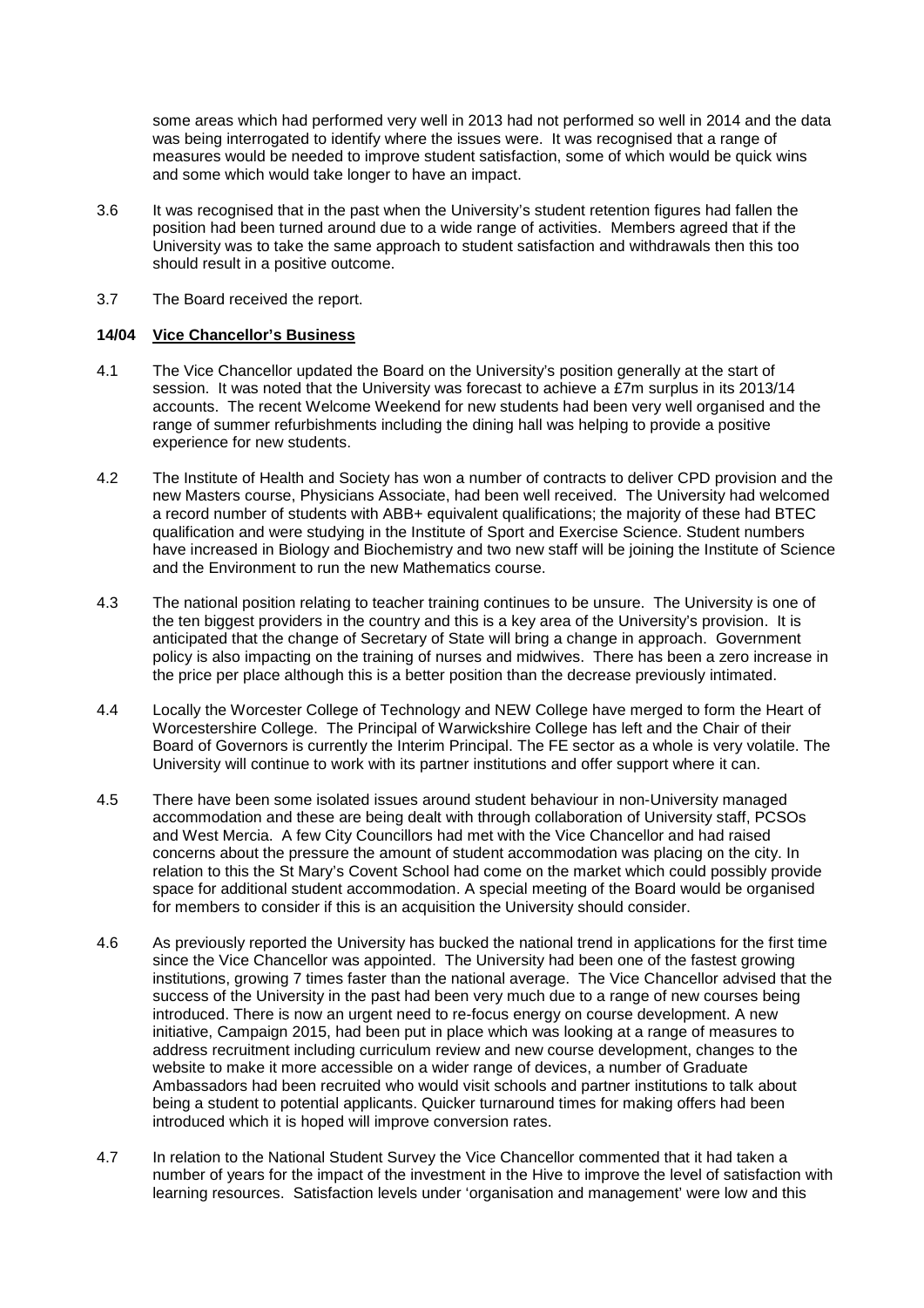some areas which had performed very well in 2013 had not performed so well in 2014 and the data was being interrogated to identify where the issues were. It was recognised that a range of measures would be needed to improve student satisfaction, some of which would be quick wins and some which would take longer to have an impact.

3.6 It was recognised that in the past when the University's student retention figures had fallen the position had been turned around due to a wide range of activities. Members agreed that if the University was to take the same approach to student satisfaction and withdrawals then this too should result in a positive outcome.

3.7 The Board received the report.

**14/04 <u>Vice Chancellor's Business</u>**

4.1 The Vice Chancellor updated the Board on the University's position generally at the start of session. It was noted that the University was forecast to achieve a £7m surplus in its 2013/14 accounts. The recent Welcome Weekend for new students had been very well organised and the range of summer refurbishments including the dining hall was helping to provide a positive experience for new students.

4.2 The Institute of Health and Society has won a number of contracts to deliver CPD provision and the new Masters course, Physicians Associate, had been well received. The University had welcomed a record number of students with ABB+ equivalent qualifications; the majority of these had BTEC qualification and were studying in the Institute of Sport and Exercise Science. Student numbers have increased in Biology and Biochemistry and two new staff will be joining the Institute of Science and the Environment to run the new Mathematics course.

4.3 The national position relating to teacher training continues to be unsure. The University is one of the ten biggest providers in the country and this is a key area of the University's provision. It is anticipated that the change of Secretary of State will bring a change in approach. Government policy is also impacting on the training of nurses and midwives. There has been a zero increase in the price per place although this is a better position than the decrease previously intimated.

4.4 Locally the Worcester College of Technology and NEW College have merged to form the Heart of Worcestershire College. The Principal of Warwickshire College has left and the Chair of their Board of Governors is currently the Interim Principal. The FE sector as a whole is very volatile. The University will continue to work with its partner institutions and offer support where it can.

4.5 There have been some isolated issues around student behaviour in non-University managed accommodation and these are being dealt with through collaboration of University staff, PCSOs and West Mercia. A few City Councillors had met with the Vice Chancellor and had raised concerns about the pressure the amount of student accommodation was placing on the city. In relation to this the St Mary's Covent School had come on the market which could possibly provide space for additional student accommodation. A special meeting of the Board would be organised for members to consider if this is an acquisition the University should consider.

4.6 As previously reported the University has bucked the national trend in applications for the first time since the Vice Chancellor was appointed. The University had been one of the fastest growing institutions, growing 7 times faster than the national average. The Vice Chancellor advised that the success of the University in the past had been very much due to a range of new courses being introduced. There is now an urgent need to re-focus energy on course development. A new initiative, Campaign 2015, had been put in place which was looking at a range of measures to address recruitment including curriculum review and new course development, changes to the website to make it more accessible on a wider range of devices, a number of Graduate Ambassadors had been recruited who would visit schools and partner institutions to talk about being a student to potential applicants. Quicker turnaround times for making offers had been introduced which it is hoped will improve conversion rates.

4.7 In relation to the National Student Survey the Vice Chancellor commented that it had taken a number of years for the impact of the investment in the Hive to improve the level of satisfaction with learning resources. Satisfaction levels under 'organisation and management' were low and this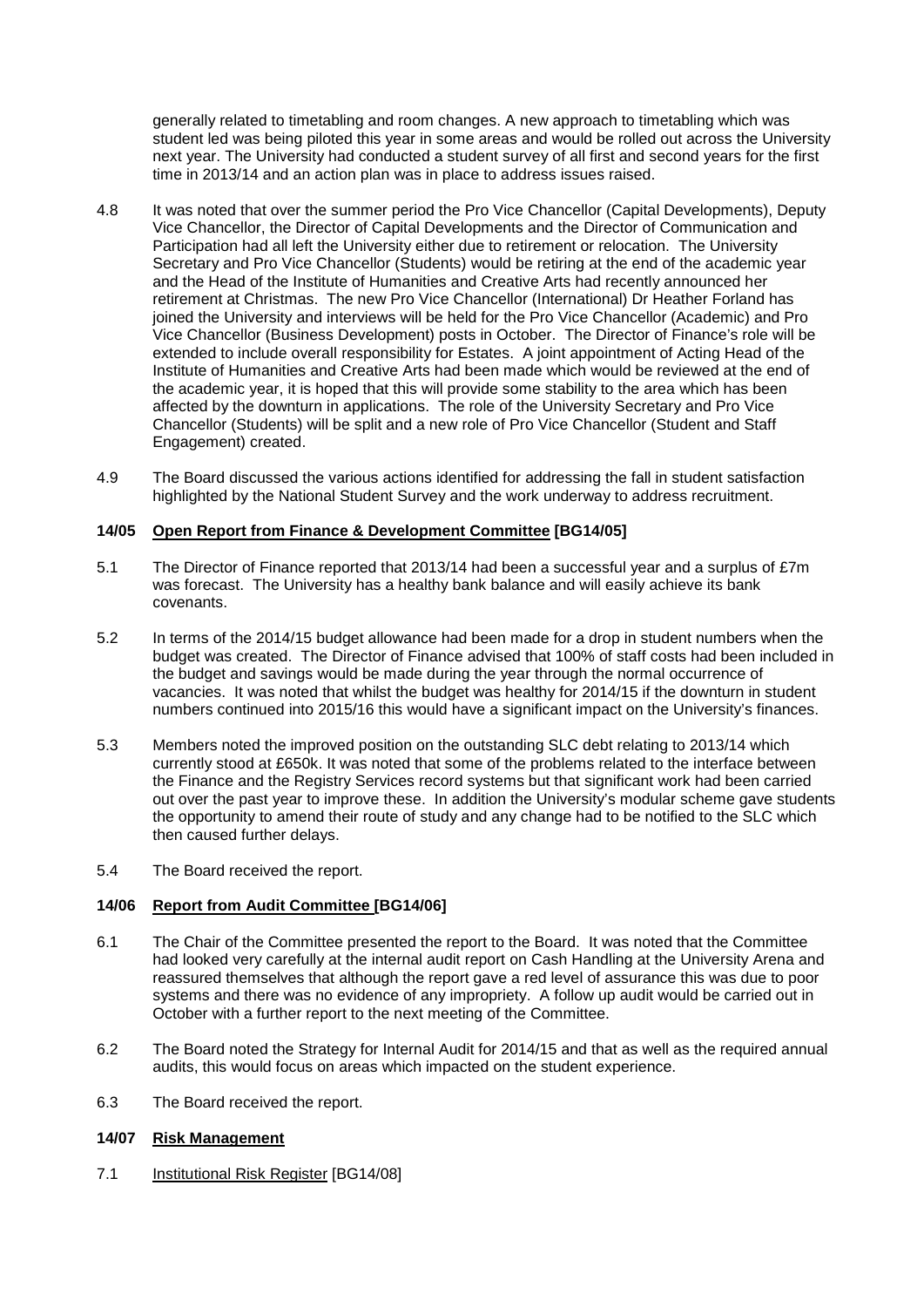generally related to timetabling and room changes. A new approach to timetabling which was student led was being piloted this year in some areas and would be rolled out across the University next year. The University had conducted a student survey of all first and second years for the first time in 2013/14 and an action plan was in place to address issues raised.

4.8 It was noted that over the summer period the Pro Vice Chancellor (Capital Developments), Deputy Vice Chancellor, the Director of Capital Developments and the Director of Communication and Participation had all left the University either due to retirement or relocation. The University Secretary and Pro Vice Chancellor (Students) would be retiring at the end of the academic year and the Head of the Institute of Humanities and Creative Arts had recently announced her retirement at Christmas. The new Pro Vice Chancellor (International) Dr Heather Forland has joined the University and interviews will be held for the Pro Vice Chancellor (Academic) and Pro Vice Chancellor (Business Development) posts in October. The Director of Finance's role will be extended to include overall responsibility for Estates. A joint appointment of Acting Head of the Institute of Humanities and Creative Arts had been made which would be reviewed at the end of the academic year, it is hoped that this will provide some stability to the area which has been affected by the downturn in applications. The role of the University Secretary and Pro Vice Chancellor (Students) will be split and a new role of Pro Vice Chancellor (Student and Staff Engagement) created.

4.9 The Board discussed the various actions identified for addressing the fall in student satisfaction highlighted by the National Student Survey and the work underway to address recruitment.

**14/05 Open Report from Finance & Development Committee [BG14/05]**

5.1 The Director of Finance reported that 2013/14 had been a successful year and a surplus of £7m was forecast. The University has a healthy bank balance and will easily achieve its bank covenants.

5.2 In terms of the 2014/15 budget allowance had been made for a drop in student numbers when the budget was created. The Director of Finance advised that 100% of staff costs had been included in the budget and savings would be made during the year through the normal occurrence of vacancies. It was noted that whilst the budget was healthy for 2014/15 if the downturn in student numbers continued into 2015/16 this would have a significant impact on the University's finances.

5.3 Members noted the improved position on the outstanding SLC debt relating to 2013/14 which currently stood at £650k. It was noted that some of the problems related to the interface between the Finance and the Registry Services record systems but that significant work had been carried out over the past year to improve these. In addition the University's modular scheme gave students the opportunity to amend their route of study and any change had to be notified to the SLC which then caused further delays.

5.4 The Board received the report.

**14/06 Report from Audit Committee [BG14/06]**

6.1 The Chair of the Committee presented the report to the Board. It was noted that the Committee had looked very carefully at the internal audit report on Cash Handling at the University Arena and reassured themselves that although the report gave a red level of assurance this was due to poor systems and there was no evidence of any impropriety. A follow up audit would be carried out in October with a further report to the next meeting of the Committee.

6.2 The Board noted the Strategy for Internal Audit for 2014/15 and that as well as the required annual audits, this would focus on areas which impacted on the student experience.

6.3 The Board received the report.

**14/07 Risk Management**

7.1 Institutional Risk Register [BG14/08]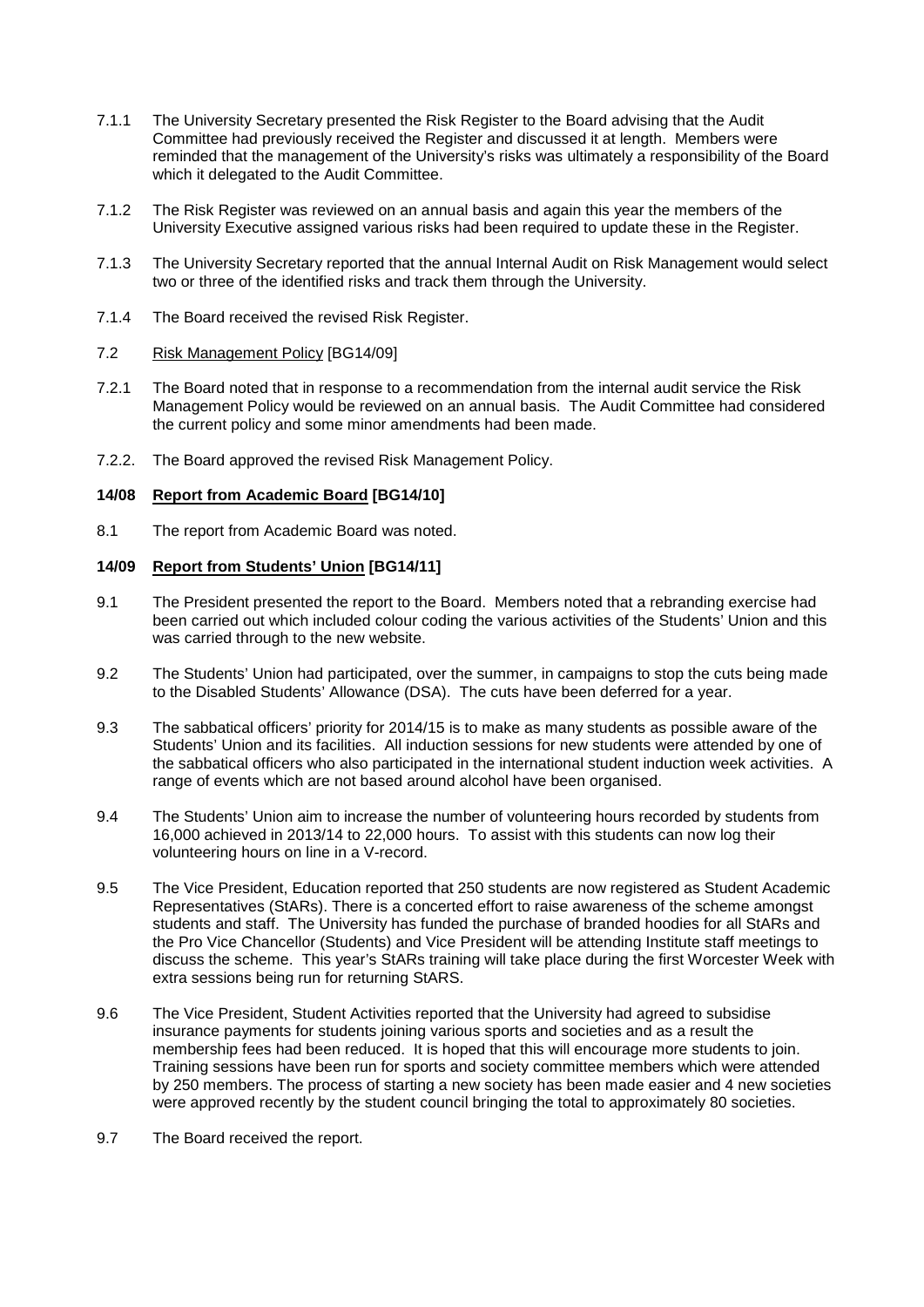7.1.1 The University Secretary presented the Risk Register to the Board advising that the Audit Committee had previously received the Register and discussed it at length. Members were reminded that the management of the University's risks was ultimately a responsibility of the Board which it delegated to the Audit Committee.

7.1.2 The Risk Register was reviewed on an annual basis and again this year the members of the University Executive assigned various risks had been required to update these in the Register.

7.1.3 The University Secretary reported that the annual Internal Audit on Risk Management would select two or three of the identified risks and track them through the University.

7.1.4 The Board received the revised Risk Register.

7.2 Risk Management Policy [BG14/09]

7.2.1 The Board noted that in response to a recommendation from the internal audit service the Risk Management Policy would be reviewed on an annual basis. The Audit Committee had considered the current policy and some minor amendments had been made.

7.2.2. The Board approved the revised Risk Management Policy.

**14/08 Report from Academic Board [BG14/10]**

8.1 The report from Academic Board was noted.

**14/09 Report from Students' Union [BG14/11]**

9.1 The President presented the report to the Board. Members noted that a rebranding exercise had been carried out which included colour coding the various activities of the Students' Union and this was carried through to the new website.

9.2 The Students' Union had participated, over the summer, in campaigns to stop the cuts being made to the Disabled Students' Allowance (DSA). The cuts have been deferred for a year.

9.3 The sabbatical officers' priority for 2014/15 is to make as many students as possible aware of the Students' Union and its facilities. All induction sessions for new students were attended by one of the sabbatical officers who also participated in the international student induction week activities. A range of events which are not based around alcohol have been organised.

9.4 The Students' Union aim to increase the number of volunteering hours recorded by students from 16,000 achieved in 2013/14 to 22,000 hours. To assist with this students can now log their volunteering hours on line in a V-record.

9.5 The Vice President, Education reported that 250 students are now registered as Student Academic Representatives (StARs). There is a concerted effort to raise awareness of the scheme amongst students and staff. The University has funded the purchase of branded hoodies for all StARs and the Pro Vice Chancellor (Students) and Vice President will be attending Institute staff meetings to discuss the scheme. This year's StARs training will take place during the first Worcester Week with extra sessions being run for returning StARS.

9.6 The Vice President, Student Activities reported that the University had agreed to subsidise insurance payments for students joining various sports and societies and as a result the membership fees had been reduced. It is hoped that this will encourage more students to join. Training sessions have been run for sports and society committee members which were attended by 250 members. The process of starting a new society has been made easier and 4 new societies were approved recently by the student council bringing the total to approximately 80 societies.

9.7 The Board received the report.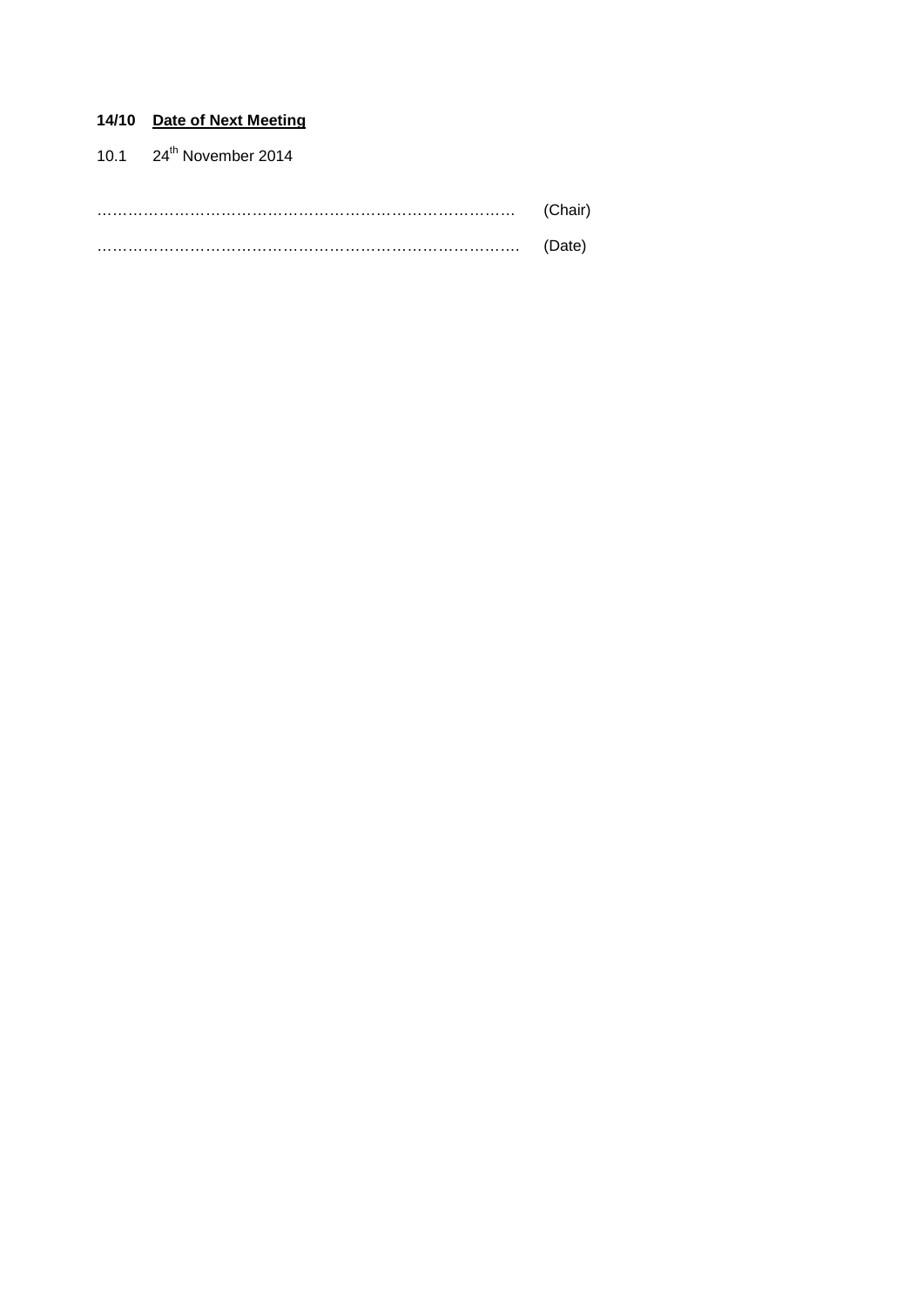**14/10 Date of Next Meeting**

10.1 24th November 2014

………………………………………………………………………… (Chair)

…………………………………………………………………………. (Date)